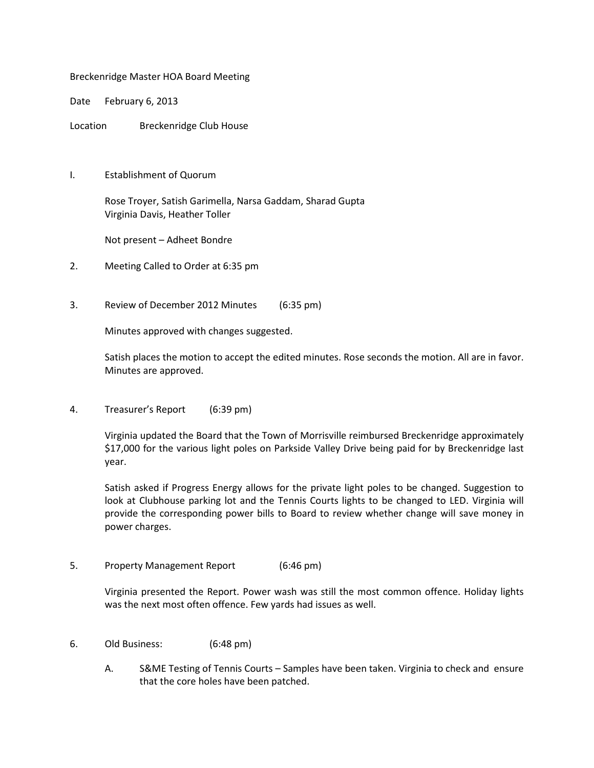Breckenridge Master HOA Board Meeting

Date February 6, 2013

Location Breckenridge Club House

I. Establishment of Quorum

Rose Troyer, Satish Garimella, Narsa Gaddam, Sharad Gupta
Virginia Davis, Heather Toller

Not present – Adheet Bondre

2. Meeting Called to Order at 6:35 pm

3. Review of December 2012 Minutes (6:35 pm)

Minutes approved with changes suggested.

Satish places the motion to accept the edited minutes. Rose seconds the motion. All are in favor. Minutes are approved.

4. Treasurer's Report (6:39 pm)

Virginia updated the Board that the Town of Morrisville reimbursed Breckenridge approximately $17,000 for the various light poles on Parkside Valley Drive being paid for by Breckenridge last year.

Satish asked if Progress Energy allows for the private light poles to be changed. Suggestion to look at Clubhouse parking lot and the Tennis Courts lights to be changed to LED. Virginia will provide the corresponding power bills to Board to review whether change will save money in power charges.

5. Property Management Report (6:46 pm)

Virginia presented the Report. Power wash was still the most common offence. Holiday lights was the next most often offence. Few yards had issues as well.

6. Old Business: (6:48 pm)

A. S&ME Testing of Tennis Courts – Samples have been taken. Virginia to check and ensure that the core holes have been patched.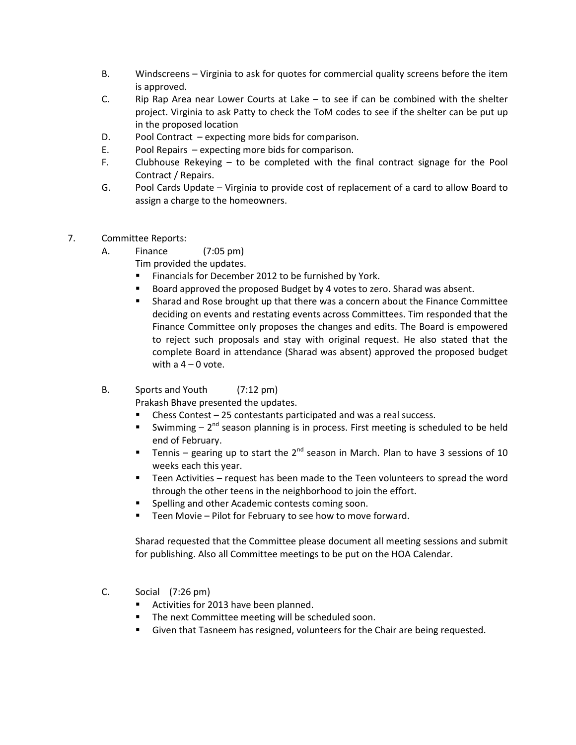B. Windscreens – Virginia to ask for quotes for commercial quality screens before the item is approved.

C. Rip Rap Area near Lower Courts at Lake – to see if can be combined with the shelter project. Virginia to ask Patty to check the ToM codes to see if the shelter can be put up in the proposed location

D. Pool Contract – expecting more bids for comparison.

E. Pool Repairs – expecting more bids for comparison.

F. Clubhouse Rekeying – to be completed with the final contract signage for the Pool Contract / Repairs.

G. Pool Cards Update – Virginia to provide cost of replacement of a card to allow Board to assign a charge to the homeowners.

7. Committee Reports:

A. Finance (7:05 pm)

Tim provided the updates.

- Financials for December 2012 to be furnished by York.
- Board approved the proposed Budget by 4 votes to zero. Sharad was absent.
- Sharad and Rose brought up that there was a concern about the Finance Committee deciding on events and restating events across Committees. Tim responded that the Finance Committee only proposes the changes and edits. The Board is empowered to reject such proposals and stay with original request. He also stated that the complete Board in attendance (Sharad was absent) approved the proposed budget with a 4 – 0 vote.

B. Sports and Youth (7:12 pm)

Prakash Bhave presented the updates.

- Chess Contest – 25 contestants participated and was a real success.
- Swimming – 2nd season planning is in process. First meeting is scheduled to be held end of February.
- Tennis – gearing up to start the 2nd season in March. Plan to have 3 sessions of 10 weeks each this year.
- Teen Activities – request has been made to the Teen volunteers to spread the word through the other teens in the neighborhood to join the effort.
- Spelling and other Academic contests coming soon.
- Teen Movie – Pilot for February to see how to move forward.

Sharad requested that the Committee please document all meeting sessions and submit for publishing. Also all Committee meetings to be put on the HOA Calendar.

C. Social (7:26 pm)

- Activities for 2013 have been planned.
- The next Committee meeting will be scheduled soon.
- Given that Tasneem has resigned, volunteers for the Chair are being requested.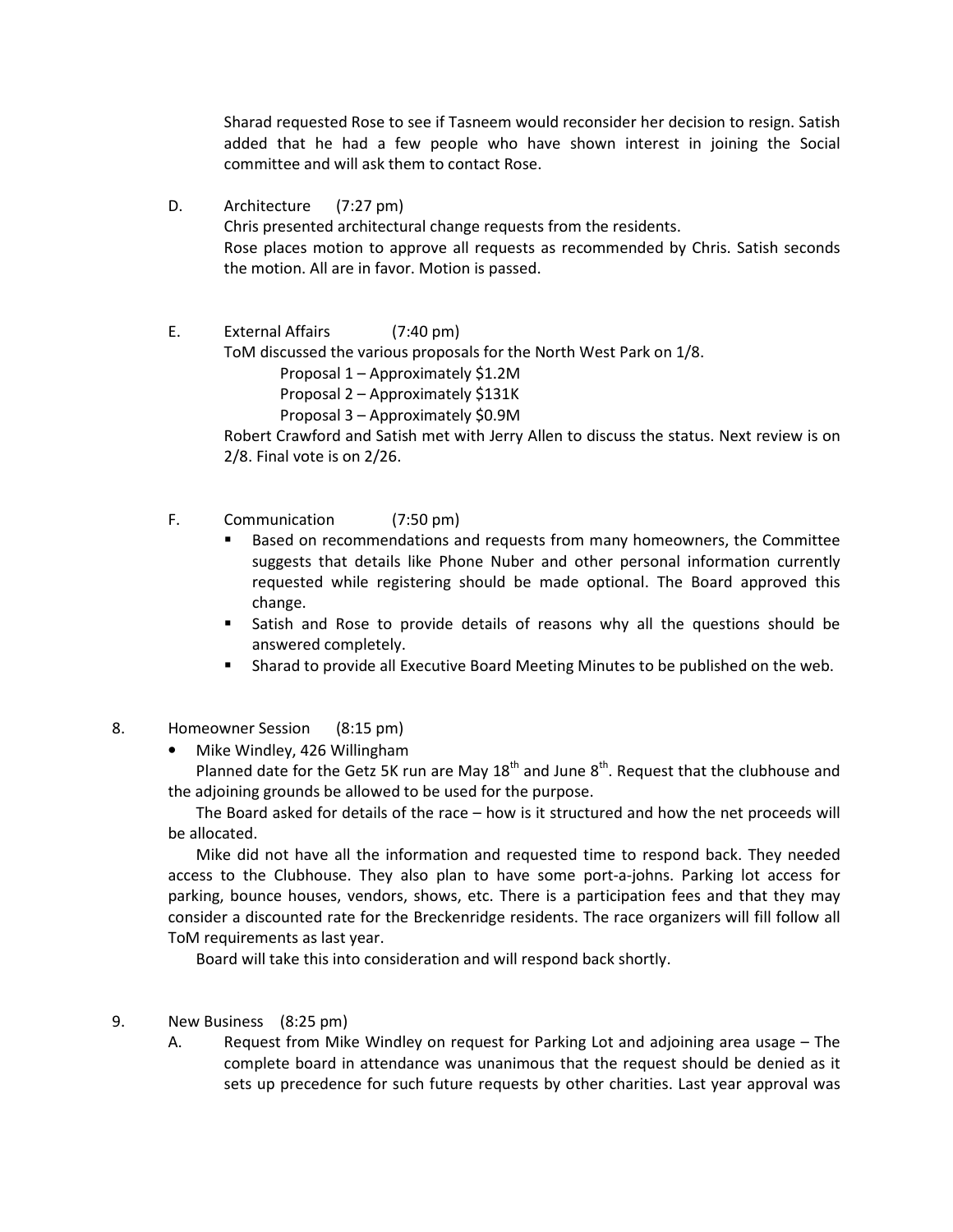Sharad requested Rose to see if Tasneem would reconsider her decision to resign. Satish added that he had a few people who have shown interest in joining the Social committee and will ask them to contact Rose.

D. Architecture (7:27 pm)

Chris presented architectural change requests from the residents.
Rose places motion to approve all requests as recommended by Chris. Satish seconds the motion. All are in favor. Motion is passed.

E. External Affairs (7:40 pm)

ToM discussed the various proposals for the North West Park on 1/8.

Proposal 1 – Approximately $1.2M
Proposal 2 – Approximately $131K
Proposal 3 – Approximately $0.9M

Robert Crawford and Satish met with Jerry Allen to discuss the status. Next review is on 2/8. Final vote is on 2/26.

F. Communication (7:50 pm)

- Based on recommendations and requests from many homeowners, the Committee suggests that details like Phone Nuber and other personal information currently requested while registering should be made optional. The Board approved this change.
- Satish and Rose to provide details of reasons why all the questions should be answered completely.
- Sharad to provide all Executive Board Meeting Minutes to be published on the web.

8. Homeowner Session (8:15 pm)

- Mike Windley, 426 Willingham

Planned date for the Getz 5K run are May 18th and June 8th. Request that the clubhouse and the adjoining grounds be allowed to be used for the purpose.

The Board asked for details of the race – how is it structured and how the net proceeds will be allocated.

Mike did not have all the information and requested time to respond back. They needed access to the Clubhouse. They also plan to have some port-a-johns. Parking lot access for parking, bounce houses, vendors, shows, etc. There is a participation fees and that they may consider a discounted rate for the Breckenridge residents. The race organizers will fill follow all ToM requirements as last year.

Board will take this into consideration and will respond back shortly.

9. New Business (8:25 pm)

A. Request from Mike Windley on request for Parking Lot and adjoining area usage – The complete board in attendance was unanimous that the request should be denied as it sets up precedence for such future requests by other charities. Last year approval was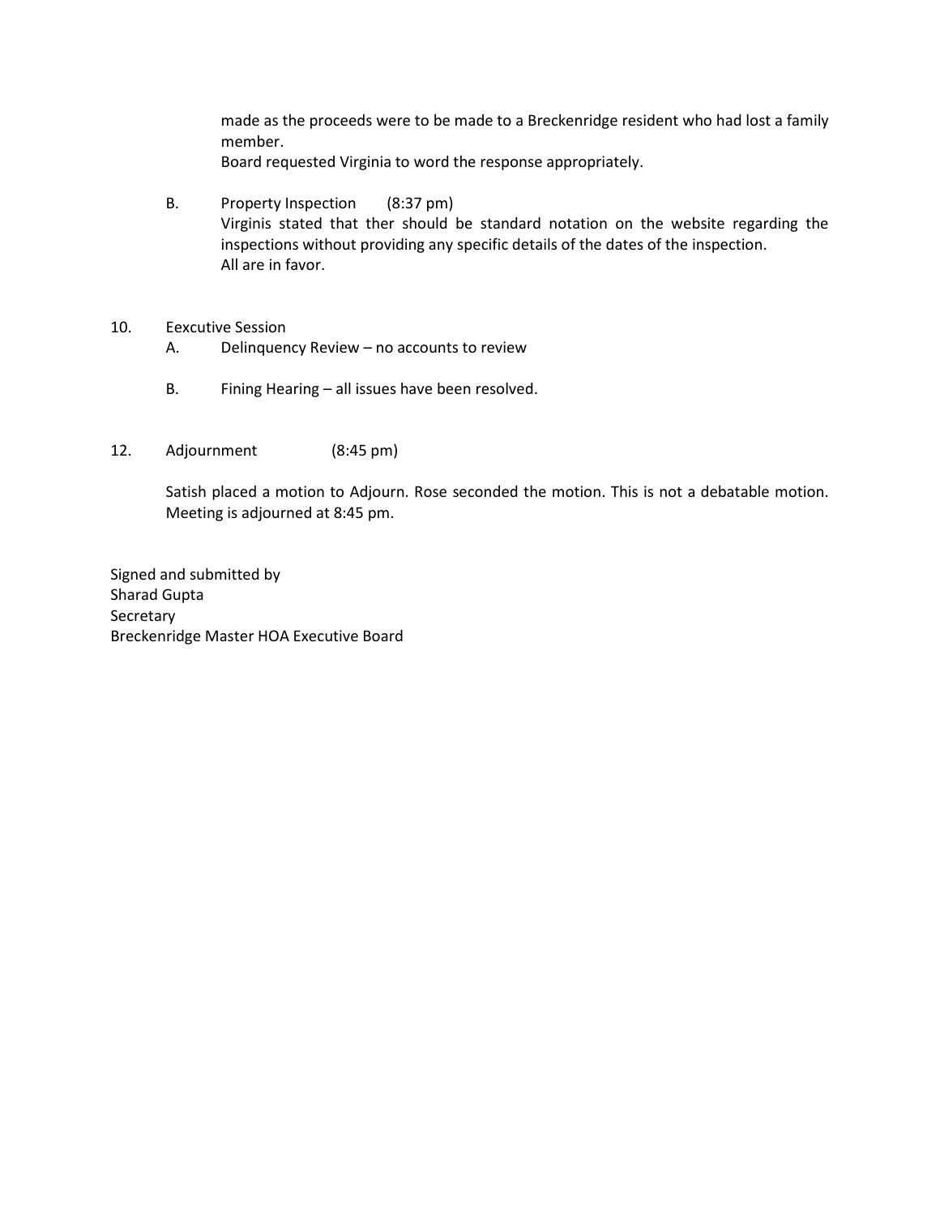made as the proceeds were to be made to a Breckenridge resident who had lost a family member.
Board requested Virginia to word the response appropriately.

B. Property Inspection (8:37 pm)
Virginis stated that ther should be standard notation on the website regarding the inspections without providing any specific details of the dates of the inspection.
All are in favor.

10. Eexcutive Session

A. Delinquency Review – no accounts to review

B. Fining Hearing – all issues have been resolved.

12. Adjournment (8:45 pm)

Satish placed a motion to Adjourn. Rose seconded the motion. This is not a debatable motion. Meeting is adjourned at 8:45 pm.

Signed and submitted by
Sharad Gupta
Secretary
Breckenridge Master HOA Executive Board